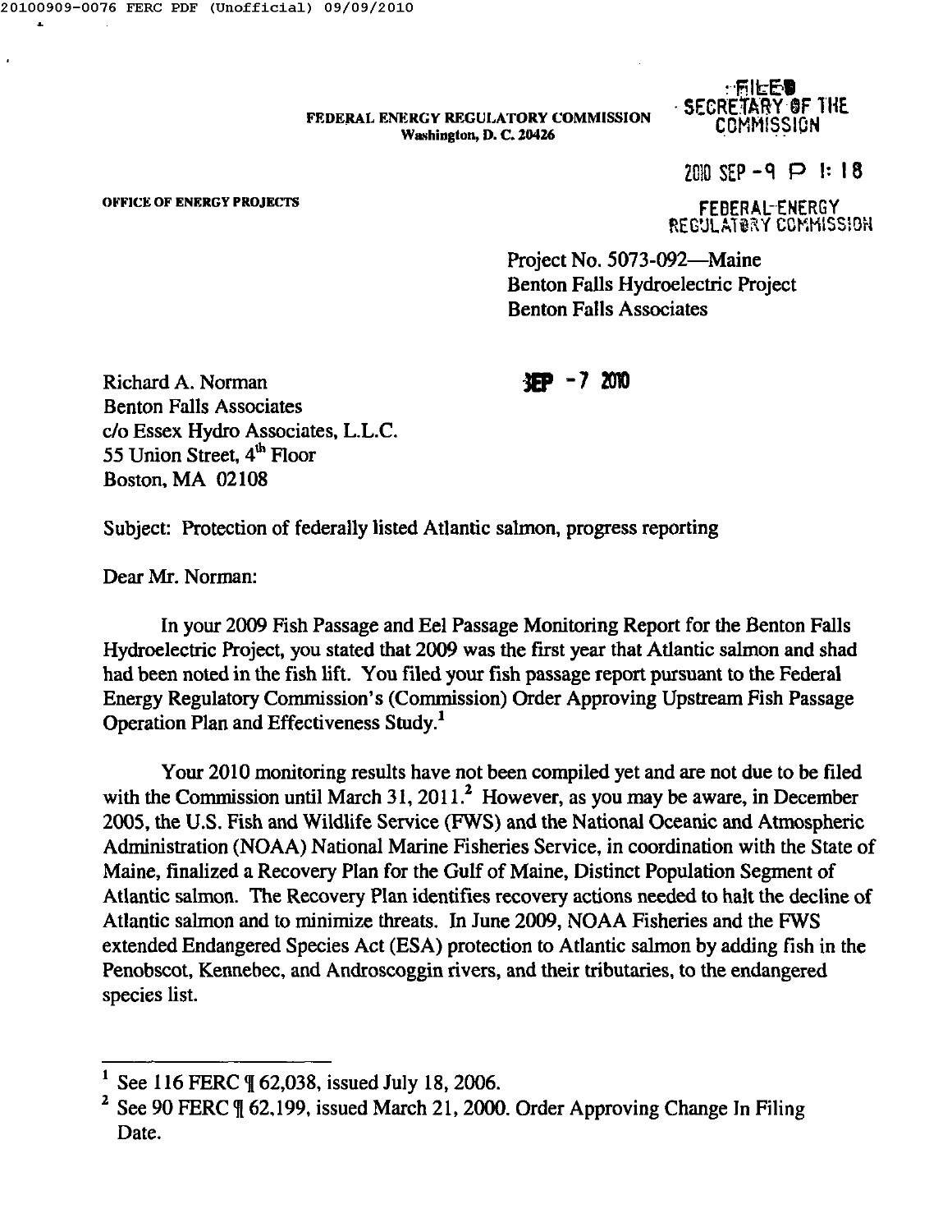FEDERAL ENERGY REGULATORY COMMISSION
Washington, D. C. 20426

FILED
SECRETARY OF THE COMMISSION

2010 SEP -9 P 1:18

FEDERAL ENERGY REGULATORY COMMISSION

OFFICE OF ENERGY PROJECTS

Project No. 5073-092—Maine
Benton Falls Hydroelectric Project
Benton Falls Associates

SEP - 7 2010

Richard A. Norman
Benton Falls Associates
c/o Essex Hydro Associates, L.L.C.
55 Union Street, 4th Floor
Boston, MA 02108

Subject: Protection of federally listed Atlantic salmon, progress reporting

Dear Mr. Norman:

In your 2009 Fish Passage and Eel Passage Monitoring Report for the Benton Falls Hydroelectric Project, you stated that 2009 was the first year that Atlantic salmon and shad had been noted in the fish lift. You filed your fish passage report pursuant to the Federal Energy Regulatory Commission's (Commission) Order Approving Upstream Fish Passage Operation Plan and Effectiveness Study.[1]

Your 2010 monitoring results have not been compiled yet and are not due to be filed with the Commission until March 31, 2011.[2] However, as you may be aware, in December 2005, the U.S. Fish and Wildlife Service (FWS) and the National Oceanic and Atmospheric Administration (NOAA) National Marine Fisheries Service, in coordination with the State of Maine, finalized a Recovery Plan for the Gulf of Maine, Distinct Population Segment of Atlantic salmon. The Recovery Plan identifies recovery actions needed to halt the decline of Atlantic salmon and to minimize threats. In June 2009, NOAA Fisheries and the FWS extended Endangered Species Act (ESA) protection to Atlantic salmon by adding fish in the Penobscot, Kennebec, and Androscoggin rivers, and their tributaries, to the endangered species list.

---

[1] See 116 FERC ¶ 62,038, issued July 18, 2006.

[2] See 90 FERC ¶ 62,199, issued March 21, 2000. Order Approving Change In Filing Date.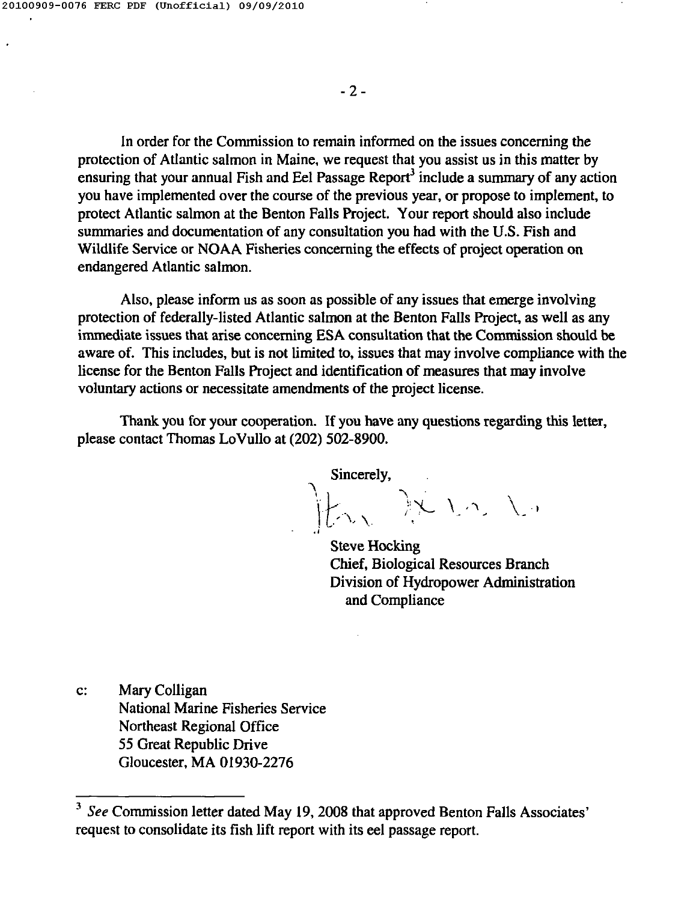In order for the Commission to remain informed on the issues concerning the protection of Atlantic salmon in Maine, we request that you assist us in this matter by ensuring that your annual Fish and Eel Passage Report[3] include a summary of any action you have implemented over the course of the previous year, or propose to implement, to protect Atlantic salmon at the Benton Falls Project. Your report should also include summaries and documentation of any consultation you had with the U.S. Fish and Wildlife Service or NOAA Fisheries concerning the effects of project operation on endangered Atlantic salmon.

Also, please inform us as soon as possible of any issues that emerge involving protection of federally-listed Atlantic salmon at the Benton Falls Project, as well as any immediate issues that arise concerning ESA consultation that the Commission should be aware of. This includes, but is not limited to, issues that may involve compliance with the license for the Benton Falls Project and identification of measures that may involve voluntary actions or necessitate amendments of the project license.

Thank you for your cooperation. If you have any questions regarding this letter, please contact Thomas LoVullo at (202) 502-8900.

Sincerely,

Steve Hocking
Chief, Biological Resources Branch
Division of Hydropower Administration
and Compliance

c: Mary Colligan
National Marine Fisheries Service
Northeast Regional Office
55 Great Republic Drive
Gloucester, MA 01930-2276

---

[3] *See* Commission letter dated May 19, 2008 that approved Benton Falls Associates' request to consolidate its fish lift report with its eel passage report.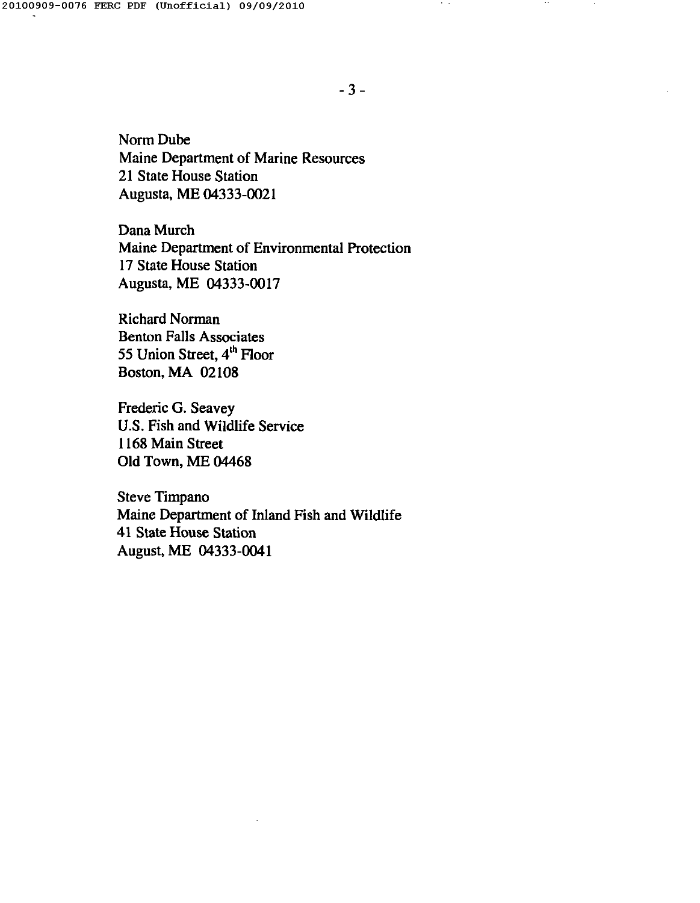Norm Dube
Maine Department of Marine Resources
21 State House Station
Augusta, ME 04333-0021

Dana Murch
Maine Department of Environmental Protection
17 State House Station
Augusta, ME 04333-0017

Richard Norman
Benton Falls Associates
55 Union Street, 4th Floor
Boston, MA 02108

Frederic G. Seavey
U.S. Fish and Wildlife Service
1168 Main Street
Old Town, ME 04468

Steve Timpano
Maine Department of Inland Fish and Wildlife
41 State House Station
August, ME 04333-0041